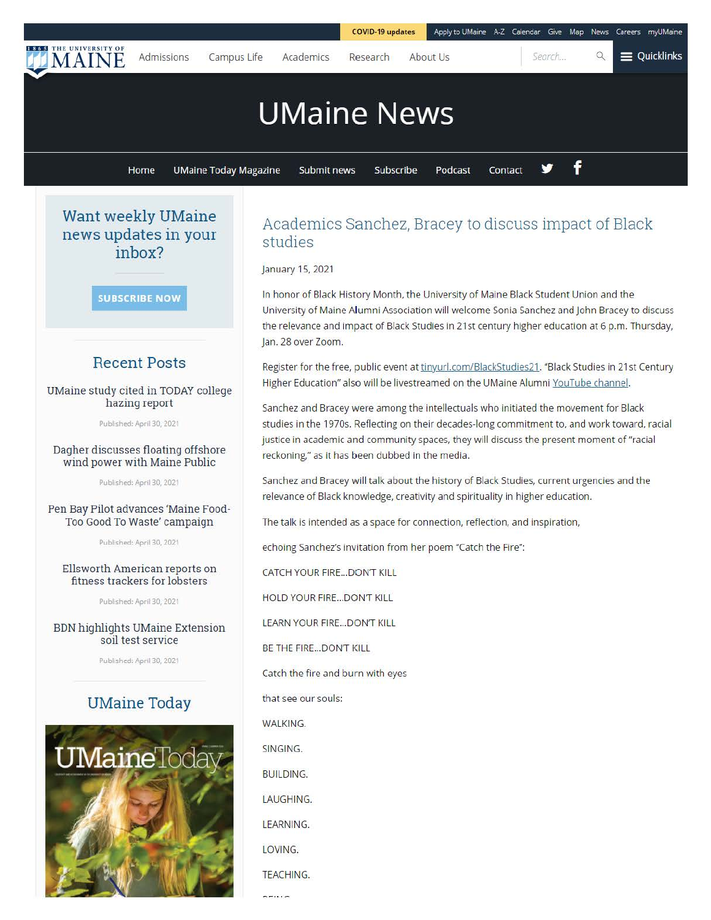# Academics Sanchez, Bracey to discuss impact of Black studies

January 15, 2021

In honor of Black History Month, the University of Maine Black Student Union and the University of Maine Alumni Association will welcome Sonia Sanchez and John Bracey to discuss the relevance and impact of Black Studies in 21st century higher education at 6 p.m. Thursday, Jan. 28 over Zoom.

Register for the free, public event at tinyurl.com/BlackStudies21. "Black Studies in 21st Century Higher Education" also will be livestreamed on the UMaine Alumni YouTube channel.

Sanchez and Bracey were among the intellectuals who initiated the movement for Black studies in the 1970s. Reflecting on their decades-long commitment to, and work toward, racial justice in academic and community spaces, they will discuss the present moment of "racial reckoning," as it has been dubbed in the media.

Sanchez and Bracey will talk about the history of Black Studies, current urgencies and the relevance of Black knowledge, creativity and spirituality in higher education.

The talk is intended as a space for connection, reflection, and inspiration,

echoing Sanchez's invitation from her poem "Catch the Fire":

CATCH YOUR FIRE…DON'T KILL

HOLD YOUR FIRE…DON'T KILL

LEARN YOUR FIRE…DON'T KILL

BE THE FIRE…DON'T KILL

Catch the fire and burn with eyes

that see our souls:

WALKING.

SINGING.

BUILDING.

LAUGHING.

LEARNING.

LOVING.

TEACHING.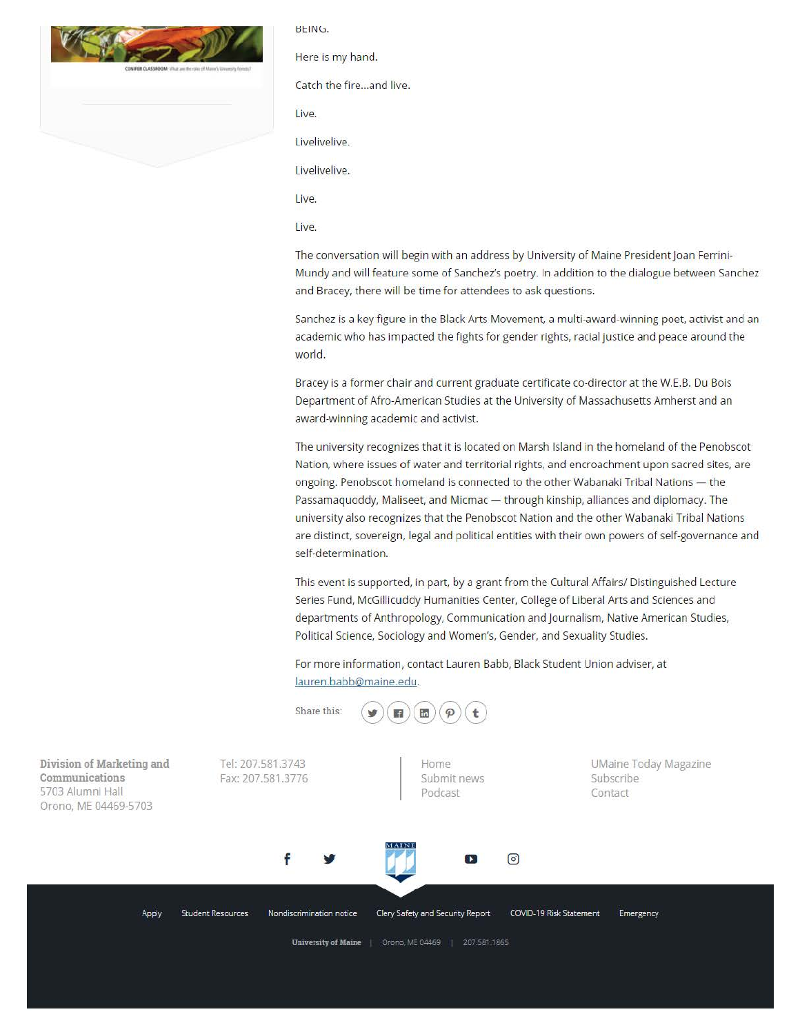BEING.

Here is my hand.

Catch the fire...and live.

Live.

Livelivelive.

Livelivelive.

Live.

Live.

The conversation will begin with an address by University of Maine President Joan Ferrini-Mundy and will feature some of Sanchez's poetry. In addition to the dialogue between Sanchez and Bracey, there will be time for attendees to ask questions.

Sanchez is a key figure in the Black Arts Movement, a multi-award-winning poet, activist and an academic who has impacted the fights for gender rights, racial justice and peace around the world.

Bracey is a former chair and current graduate certificate co-director at the W.E.B. Du Bois Department of Afro-American Studies at the University of Massachusetts Amherst and an award-winning academic and activist.

The university recognizes that it is located on Marsh Island in the homeland of the Penobscot Nation, where issues of water and territorial rights, and encroachment upon sacred sites, are ongoing. Penobscot homeland is connected to the other Wabanaki Tribal Nations — the Passamaquoddy, Maliseet, and Micmac — through kinship, alliances and diplomacy. The university also recognizes that the Penobscot Nation and the other Wabanaki Tribal Nations are distinct, sovereign, legal and political entities with their own powers of self-governance and self-determination.

This event is supported, in part, by a grant from the Cultural Affairs/ Distinguished Lecture Series Fund, McGillicuddy Humanities Center, College of Liberal Arts and Sciences and departments of Anthropology, Communication and Journalism, Native American Studies, Political Science, Sociology and Women's, Gender, and Sexuality Studies.

For more information, contact Lauren Babb, Black Student Union adviser, at lauren.babb@maine.edu.

Share this:

**Division of Marketing and Communications**
5703 Alumni Hall
Orono, ME 04469-5703

Tel: 207.581.3743
Fax: 207.581.3776

Home
Submit news
Podcast

UMaine Today Magazine
Subscribe
Contact

Apply | Student Resources | Nondiscrimination notice | Clery Safety and Security Report | COVID-19 Risk Statement | Emergency

**University of Maine** | Orono, ME 04469 | 207.581.1865